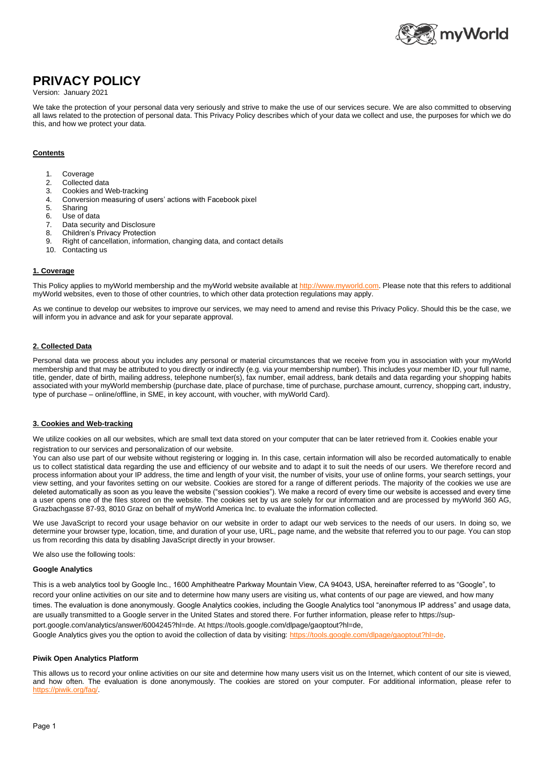# PRIVACY POLICY

Version: January 2021

We take the protection of your personal data very seriously and strive to make the use of our services secure. We are also committed to observing all laws related to the protection of personal data. This Privacy Policy describes which of your data we collect and use, the purposes for which we do this, and how we protect your data.

**Contents**

1. Coverage
2. Collected data
3. Cookies and Web-tracking
4. Conversion measuring of users' actions with Facebook pixel
5. Sharing
6. Use of data
7. Data security and Disclosure
8. Children's Privacy Protection
9. Right of cancellation, information, changing data, and contact details
10. Contacting us

## 1. Coverage

This Policy applies to myWorld membership and the myWorld website available at http://www.myworld.com. Please note that this refers to additional myWorld websites, even to those of other countries, to which other data protection regulations may apply.

As we continue to develop our websites to improve our services, we may need to amend and revise this Privacy Policy. Should this be the case, we will inform you in advance and ask for your separate approval.

## 2. Collected Data

Personal data we process about you includes any personal or material circumstances that we receive from you in association with your myWorld membership and that may be attributed to you directly or indirectly (e.g. via your membership number). This includes your member ID, your full name, title, gender, date of birth, mailing address, telephone number(s), fax number, email address, bank details and data regarding your shopping habits associated with your myWorld membership (purchase date, place of purchase, time of purchase, purchase amount, currency, shopping cart, industry, type of purchase – online/offline, in SME, in key account, with voucher, with myWorld Card).

## 3. Cookies and Web-tracking

We utilize cookies on all our websites, which are small text data stored on your computer that can be later retrieved from it. Cookies enable your registration to our services and personalization of our website.

You can also use part of our website without registering or logging in. In this case, certain information will also be recorded automatically to enable us to collect statistical data regarding the use and efficiency of our website and to adapt it to suit the needs of our users. We therefore record and process information about your IP address, the time and length of your visit, the number of visits, your use of online forms, your search settings, your view setting, and your favorites setting on our website. Cookies are stored for a range of different periods. The majority of the cookies we use are deleted automatically as soon as you leave the website ("session cookies"). We make a record of every time our website is accessed and every time a user opens one of the files stored on the website. The cookies set by us are solely for our information and are processed by myWorld 360 AG, Grazbachgasse 87-93, 8010 Graz on behalf of myWorld America Inc. to evaluate the information collected.

We use JavaScript to record your usage behavior on our website in order to adapt our web services to the needs of our users. In doing so, we determine your browser type, location, time, and duration of your use, URL, page name, and the website that referred you to our page. You can stop us from recording this data by disabling JavaScript directly in your browser.

We also use the following tools:

### Google Analytics

This is a web analytics tool by Google Inc., 1600 Amphitheatre Parkway Mountain View, CA 94043, USA, hereinafter referred to as "Google", to record your online activities on our site and to determine how many users are visiting us, what contents of our page are viewed, and how many times. The evaluation is done anonymously. Google Analytics cookies, including the Google Analytics tool "anonymous IP address" and usage data, are usually transmitted to a Google server in the United States and stored there. For further information, please refer to https://support.google.com/analytics/answer/6004245?hl=de. At https://tools.google.com/dlpage/gaoptout?hl=de, Google Analytics gives you the option to avoid the collection of data by visiting: https://tools.google.com/dlpage/gaoptout?hl=de.

### Piwik Open Analytics Platform

This allows us to record your online activities on our site and determine how many users visit us on the Internet, which content of our site is viewed, and how often. The evaluation is done anonymously. The cookies are stored on your computer. For additional information, please refer to https://piwik.org/faq/.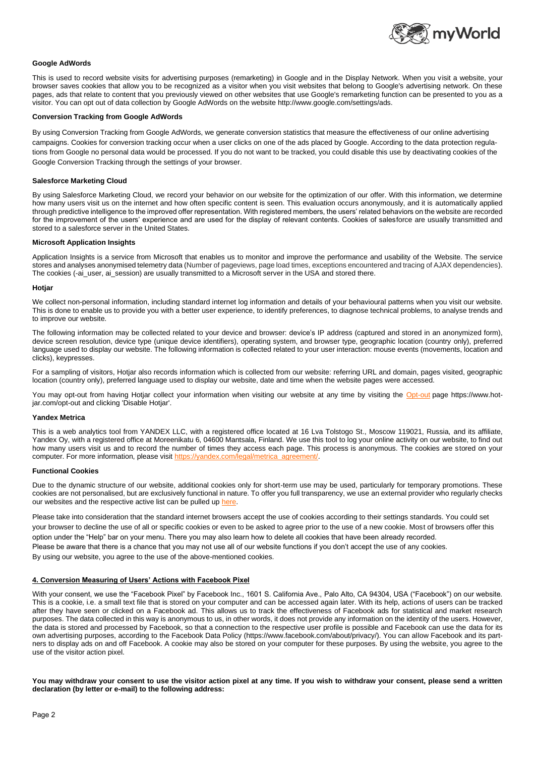**Google AdWords**

This is used to record website visits for advertising purposes (remarketing) in Google and in the Display Network. When you visit a website, your browser saves cookies that allow you to be recognized as a visitor when you visit websites that belong to Google's advertising network. On these pages, ads that relate to content that you previously viewed on other websites that use Google's remarketing function can be presented to you as a visitor. You can opt out of data collection by Google AdWords on the website http://www.google.com/settings/ads.

**Conversion Tracking from Google AdWords**

By using Conversion Tracking from Google AdWords, we generate conversion statistics that measure the effectiveness of our online advertising campaigns. Cookies for conversion tracking occur when a user clicks on one of the ads placed by Google. According to the data protection regulations from Google no personal data would be processed. If you do not want to be tracked, you could disable this use by deactivating cookies of the Google Conversion Tracking through the settings of your browser.

**Salesforce Marketing Cloud**

By using Salesforce Marketing Cloud, we record your behavior on our website for the optimization of our offer. With this information, we determine how many users visit us on the internet and how often specific content is seen. This evaluation occurs anonymously, and it is automatically applied through predictive intelligence to the improved offer representation. With registered members, the users' related behaviors on the website are recorded for the improvement of the users' experience and are used for the display of relevant contents. Cookies of salesforce are usually transmitted and stored to a salesforce server in the United States.

**Microsoft Application Insights**

Application Insights is a service from Microsoft that enables us to monitor and improve the performance and usability of the Website. The service stores and analyses anonymised telemetry data (Number of pageviews, page load times, exceptions encountered and tracing of AJAX dependencies). The cookies (-ai_user, ai_session) are usually transmitted to a Microsoft server in the USA and stored there.

**Hotjar**

We collect non-personal information, including standard internet log information and details of your behavioural patterns when you visit our website. This is done to enable us to provide you with a better user experience, to identify preferences, to diagnose technical problems, to analyse trends and to improve our website.

The following information may be collected related to your device and browser: device's IP address (captured and stored in an anonymized form), device screen resolution, device type (unique device identifiers), operating system, and browser type, geographic location (country only), preferred language used to display our website. The following information is collected related to your user interaction: mouse events (movements, location and clicks), keypresses.

For a sampling of visitors, Hotjar also records information which is collected from our website: referring URL and domain, pages visited, geographic location (country only), preferred language used to display our website, date and time when the website pages were accessed.

You may opt-out from having Hotjar collect your information when visiting our website at any time by visiting the Opt-out page https://www.hotjar.com/opt-out and clicking 'Disable Hotjar'.

**Yandex Metrica**

This is a web analytics tool from YANDEX LLC, with a registered office located at 16 Lva Tolstogo St., Moscow 119021, Russia, and its affiliate, Yandex Oy, with a registered office at Moreenikatu 6, 04600 Mantsala, Finland. We use this tool to log your online activity on our website, to find out how many users visit us and to record the number of times they access each page. This process is anonymous. The cookies are stored on your computer. For more information, please visit https://yandex.com/legal/metrica_agreement/.

**Functional Cookies**

Due to the dynamic structure of our website, additional cookies only for short-term use may be used, particularly for temporary promotions. These cookies are not personalised, but are exclusively functional in nature. To offer you full transparency, we use an external provider who regularly checks our websites and the respective active list can be pulled up here.

Please take into consideration that the standard internet browsers accept the use of cookies according to their settings standards. You could set your browser to decline the use of all or specific cookies or even to be asked to agree prior to the use of a new cookie. Most of browsers offer this option under the "Help" bar on your menu. There you may also learn how to delete all cookies that have been already recorded.
Please be aware that there is a chance that you may not use all of our website functions if you don't accept the use of any cookies.
By using our website, you agree to the use of the above-mentioned cookies.

## 4. Conversion Measuring of Users' Actions with Facebook Pixel

With your consent, we use the "Facebook Pixel" by Facebook Inc., 1601 S. California Ave., Palo Alto, CA 94304, USA ("Facebook") on our website. This is a cookie, i.e. a small text file that is stored on your computer and can be accessed again later. With its help, actions of users can be tracked after they have seen or clicked on a Facebook ad. This allows us to track the effectiveness of Facebook ads for statistical and market research purposes. The data collected in this way is anonymous to us, in other words, it does not provide any information on the identity of the users. However, the data is stored and processed by Facebook, so that a connection to the respective user profile is possible and Facebook can use the data for its own advertising purposes, according to the Facebook Data Policy (https://www.facebook.com/about/privacy/). You can allow Facebook and its partners to display ads on and off Facebook. A cookie may also be stored on your computer for these purposes. By using the website, you agree to the use of the visitor action pixel.

**You may withdraw your consent to use the visitor action pixel at any time. If you wish to withdraw your consent, please send a written declaration (by letter or e-mail) to the following address:**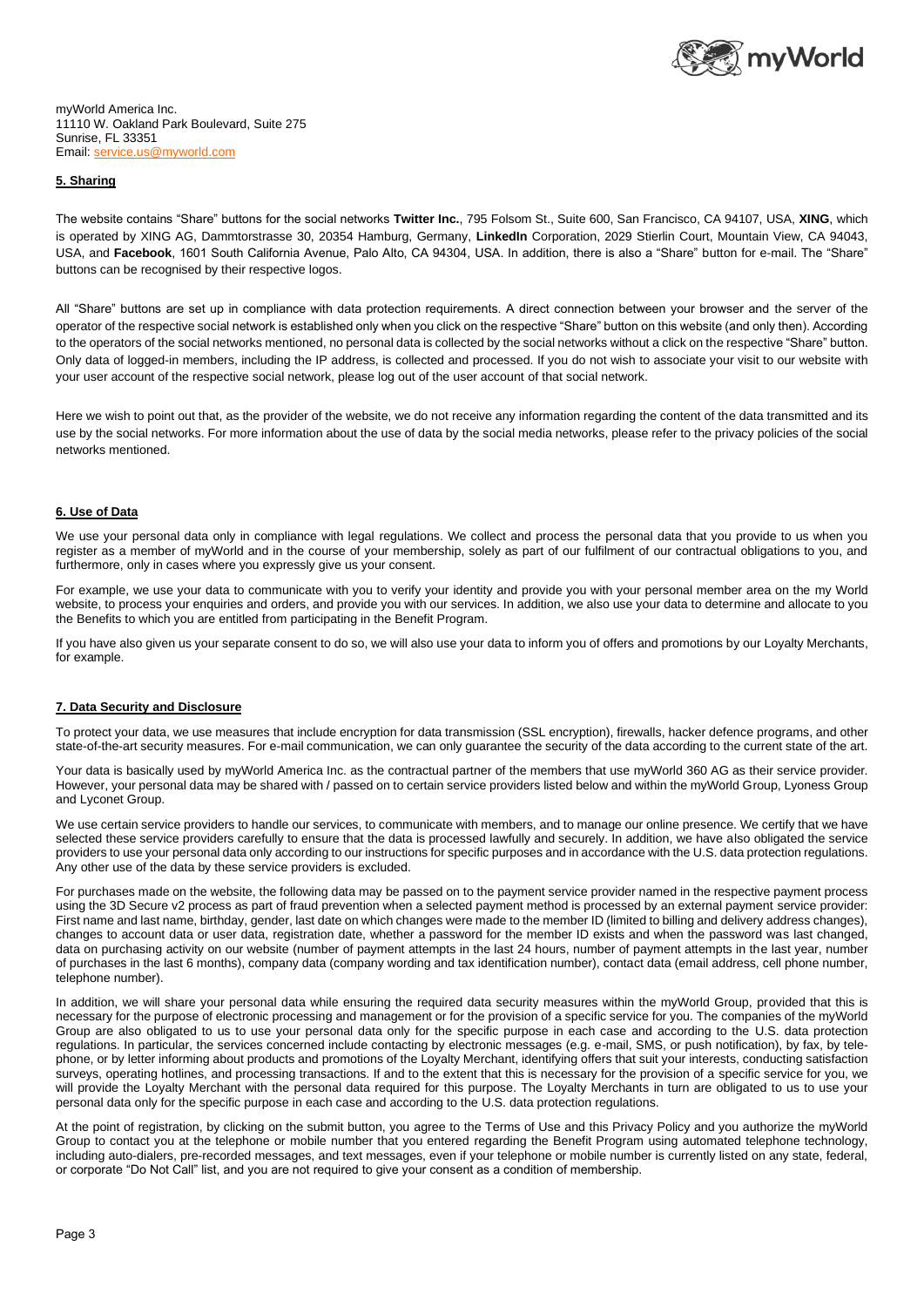myWorld America Inc.
11110 W. Oakland Park Boulevard, Suite 275
Sunrise, FL 33351
Email: service.us@myworld.com

## 5. Sharing

The website contains "Share" buttons for the social networks **Twitter Inc.**, 795 Folsom St., Suite 600, San Francisco, CA 94107, USA, **XING**, which is operated by XING AG, Dammtorstrasse 30, 20354 Hamburg, Germany, **LinkedIn** Corporation, 2029 Stierlin Court, Mountain View, CA 94043, USA, and **Facebook**, 1601 South California Avenue, Palo Alto, CA 94304, USA. In addition, there is also a "Share" button for e-mail. The "Share" buttons can be recognised by their respective logos.

All "Share" buttons are set up in compliance with data protection requirements. A direct connection between your browser and the server of the operator of the respective social network is established only when you click on the respective "Share" button on this website (and only then). According to the operators of the social networks mentioned, no personal data is collected by the social networks without a click on the respective "Share" button. Only data of logged-in members, including the IP address, is collected and processed. If you do not wish to associate your visit to our website with your user account of the respective social network, please log out of the user account of that social network.

Here we wish to point out that, as the provider of the website, we do not receive any information regarding the content of the data transmitted and its use by the social networks. For more information about the use of data by the social media networks, please refer to the privacy policies of the social networks mentioned.

## 6. Use of Data

We use your personal data only in compliance with legal regulations. We collect and process the personal data that you provide to us when you register as a member of myWorld and in the course of your membership, solely as part of our fulfilment of our contractual obligations to you, and furthermore, only in cases where you expressly give us your consent.

For example, we use your data to communicate with you to verify your identity and provide you with your personal member area on the my World website, to process your enquiries and orders, and provide you with our services. In addition, we also use your data to determine and allocate to you the Benefits to which you are entitled from participating in the Benefit Program.

If you have also given us your separate consent to do so, we will also use your data to inform you of offers and promotions by our Loyalty Merchants, for example.

## 7. Data Security and Disclosure

To protect your data, we use measures that include encryption for data transmission (SSL encryption), firewalls, hacker defence programs, and other state-of-the-art security measures. For e-mail communication, we can only guarantee the security of the data according to the current state of the art.

Your data is basically used by myWorld America Inc. as the contractual partner of the members that use myWorld 360 AG as their service provider. However, your personal data may be shared with / passed on to certain service providers listed below and within the myWorld Group, Lyoness Group and Lyconet Group.

We use certain service providers to handle our services, to communicate with members, and to manage our online presence. We certify that we have selected these service providers carefully to ensure that the data is processed lawfully and securely. In addition, we have also obligated the service providers to use your personal data only according to our instructions for specific purposes and in accordance with the U.S. data protection regulations. Any other use of the data by these service providers is excluded.

For purchases made on the website, the following data may be passed on to the payment service provider named in the respective payment process using the 3D Secure v2 process as part of fraud prevention when a selected payment method is processed by an external payment service provider: First name and last name, birthday, gender, last date on which changes were made to the member ID (limited to billing and delivery address changes), changes to account data or user data, registration date, whether a password for the member ID exists and when the password was last changed, data on purchasing activity on our website (number of payment attempts in the last 24 hours, number of payment attempts in the last year, number of purchases in the last 6 months), company data (company wording and tax identification number), contact data (email address, cell phone number, telephone number).

In addition, we will share your personal data while ensuring the required data security measures within the myWorld Group, provided that this is necessary for the purpose of electronic processing and management or for the provision of a specific service for you. The companies of the myWorld Group are also obligated to us to use your personal data only for the specific purpose in each case and according to the U.S. data protection regulations. In particular, the services concerned include contacting by electronic messages (e.g. e-mail, SMS, or push notification), by fax, by telephone, or by letter informing about products and promotions of the Loyalty Merchant, identifying offers that suit your interests, conducting satisfaction surveys, operating hotlines, and processing transactions. If and to the extent that this is necessary for the provision of a specific service for you, we will provide the Loyalty Merchant with the personal data required for this purpose. The Loyalty Merchants in turn are obligated to us to use your personal data only for the specific purpose in each case and according to the U.S. data protection regulations.

At the point of registration, by clicking on the submit button, you agree to the Terms of Use and this Privacy Policy and you authorize the myWorld Group to contact you at the telephone or mobile number that you entered regarding the Benefit Program using automated telephone technology, including auto-dialers, pre-recorded messages, and text messages, even if your telephone or mobile number is currently listed on any state, federal, or corporate "Do Not Call" list, and you are not required to give your consent as a condition of membership.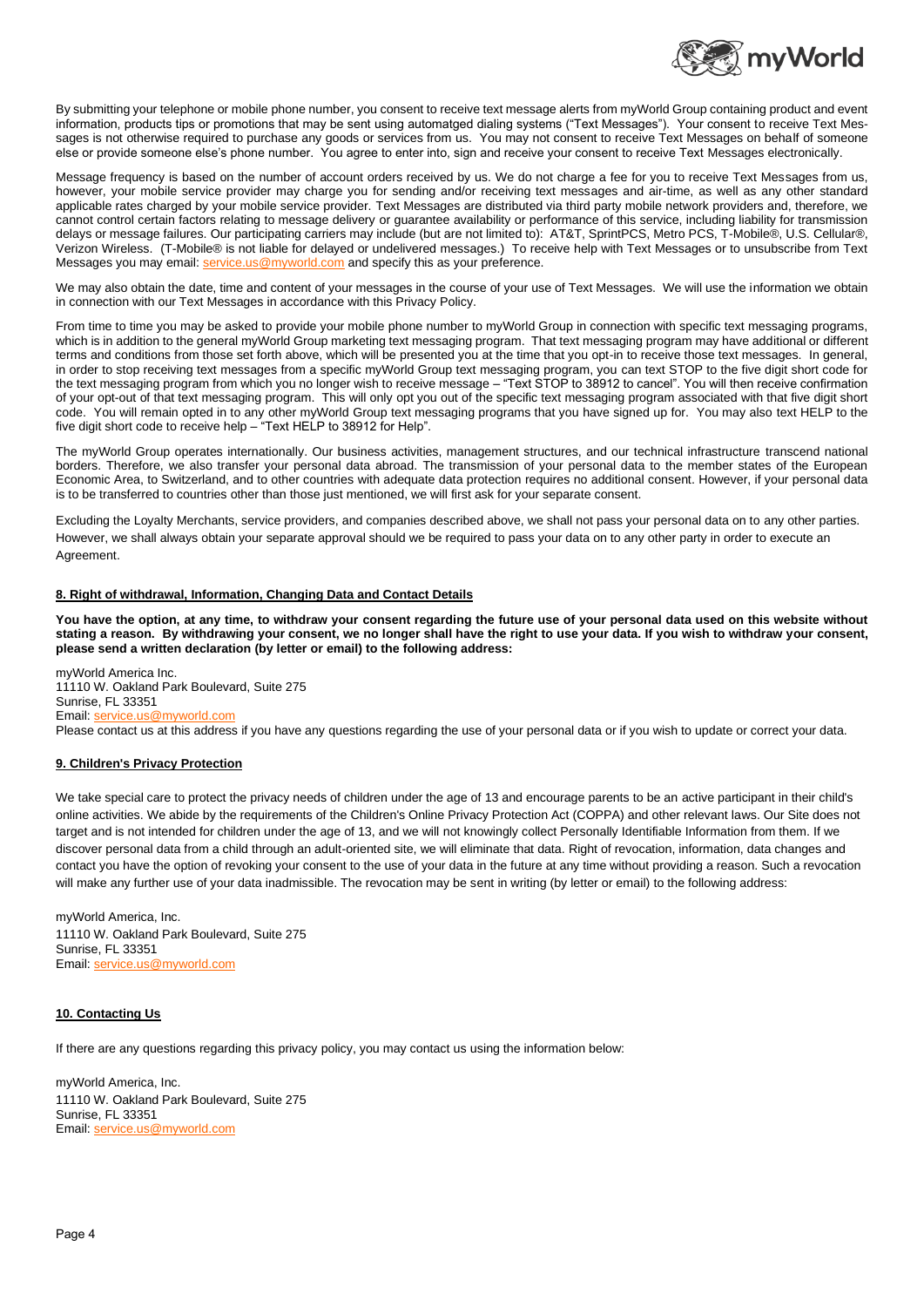By submitting your telephone or mobile phone number, you consent to receive text message alerts from myWorld Group containing product and event information, products tips or promotions that may be sent using automatged dialing systems ("Text Messages"). Your consent to receive Text Messages is not otherwise required to purchase any goods or services from us. You may not consent to receive Text Messages on behalf of someone else or provide someone else's phone number. You agree to enter into, sign and receive your consent to receive Text Messages electronically.

Message frequency is based on the number of account orders received by us. We do not charge a fee for you to receive Text Messages from us, however, your mobile service provider may charge you for sending and/or receiving text messages and air-time, as well as any other standard applicable rates charged by your mobile service provider. Text Messages are distributed via third party mobile network providers and, therefore, we cannot control certain factors relating to message delivery or guarantee availability or performance of this service, including liability for transmission delays or message failures. Our participating carriers may include (but are not limited to): AT&T, SprintPCS, Metro PCS, T-Mobile®, U.S. Cellular®, Verizon Wireless. (T-Mobile® is not liable for delayed or undelivered messages.) To receive help with Text Messages or to unsubscribe from Text Messages you may email: service.us@myworld.com and specify this as your preference.

We may also obtain the date, time and content of your messages in the course of your use of Text Messages. We will use the information we obtain in connection with our Text Messages in accordance with this Privacy Policy.

From time to time you may be asked to provide your mobile phone number to myWorld Group in connection with specific text messaging programs, which is in addition to the general myWorld Group marketing text messaging program. That text messaging program may have additional or different terms and conditions from those set forth above, which will be presented you at the time that you opt-in to receive those text messages. In general, in order to stop receiving text messages from a specific myWorld Group text messaging program, you can text STOP to the five digit short code for the text messaging program from which you no longer wish to receive message – "Text STOP to 38912 to cancel". You will then receive confirmation of your opt-out of that text messaging program. This will only opt you out of the specific text messaging program associated with that five digit short code. You will remain opted in to any other myWorld Group text messaging programs that you have signed up for. You may also text HELP to the five digit short code to receive help – "Text HELP to 38912 for Help".

The myWorld Group operates internationally. Our business activities, management structures, and our technical infrastructure transcend national borders. Therefore, we also transfer your personal data abroad. The transmission of your personal data to the member states of the European Economic Area, to Switzerland, and to other countries with adequate data protection requires no additional consent. However, if your personal data is to be transferred to countries other than those just mentioned, we will first ask for your separate consent.

Excluding the Loyalty Merchants, service providers, and companies described above, we shall not pass your personal data on to any other parties. However, we shall always obtain your separate approval should we be required to pass your data on to any other party in order to execute an Agreement.

## 8. Right of withdrawal, Information, Changing Data and Contact Details

**You have the option, at any time, to withdraw your consent regarding the future use of your personal data used on this website without stating a reason. By withdrawing your consent, we no longer shall have the right to use your data. If you wish to withdraw your consent, please send a written declaration (by letter or email) to the following address:**

myWorld America Inc.
11110 W. Oakland Park Boulevard, Suite 275
Sunrise, FL 33351
Email: service.us@myworld.com
Please contact us at this address if you have any questions regarding the use of your personal data or if you wish to update or correct your data.

## 9. Children's Privacy Protection

We take special care to protect the privacy needs of children under the age of 13 and encourage parents to be an active participant in their child's online activities. We abide by the requirements of the Children's Online Privacy Protection Act (COPPA) and other relevant laws. Our Site does not target and is not intended for children under the age of 13, and we will not knowingly collect Personally Identifiable Information from them. If we discover personal data from a child through an adult-oriented site, we will eliminate that data. Right of revocation, information, data changes and contact you have the option of revoking your consent to the use of your data in the future at any time without providing a reason. Such a revocation will make any further use of your data inadmissible. The revocation may be sent in writing (by letter or email) to the following address:

myWorld America, Inc.
11110 W. Oakland Park Boulevard, Suite 275
Sunrise, FL 33351
Email: service.us@myworld.com

## 10. Contacting Us

If there are any questions regarding this privacy policy, you may contact us using the information below:

myWorld America, Inc.
11110 W. Oakland Park Boulevard, Suite 275
Sunrise, FL 33351
Email: service.us@myworld.com